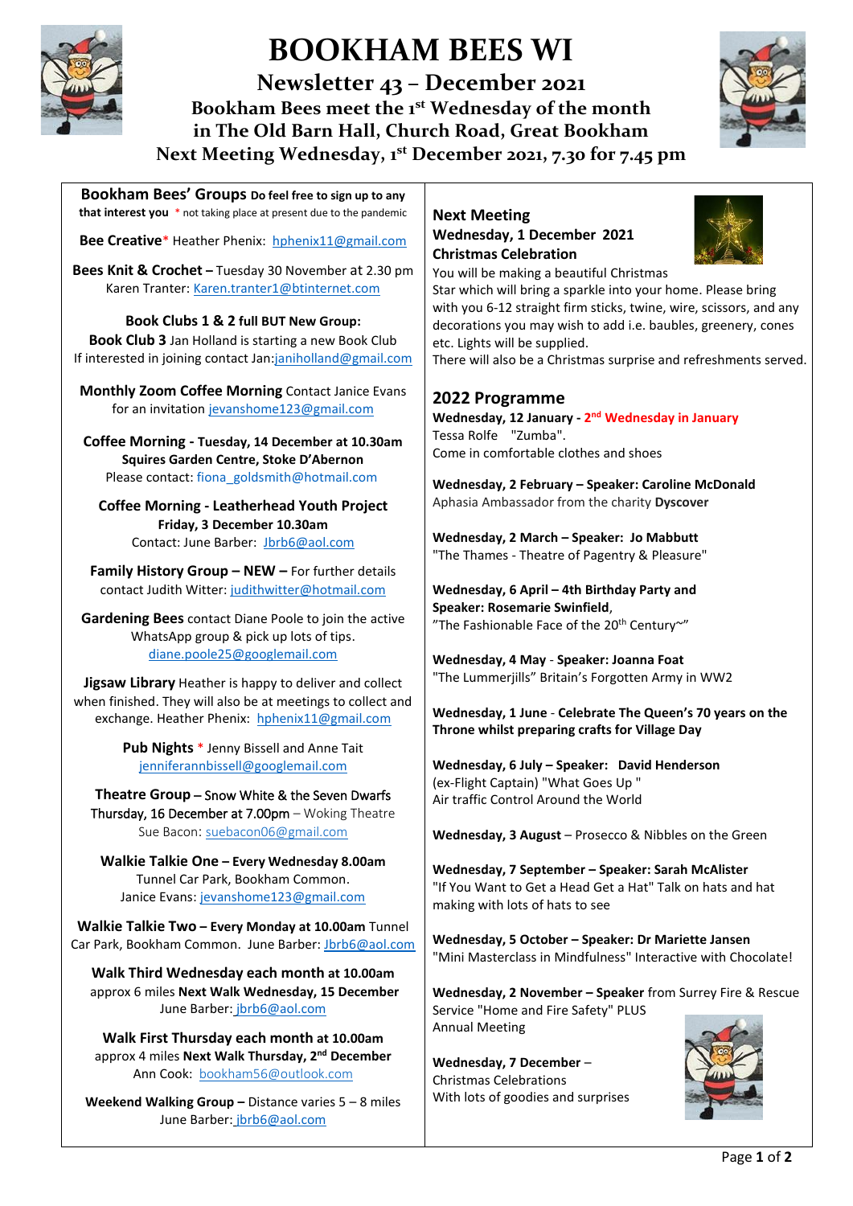# BOOKHAM BEES WI

## Newsletter 43 – December 2021

### Bookham Bees meet the 1st Wednesday of the month in The Old Barn Hall, Church Road, Great Bookham

### Next Meeting Wednesday, 1st December 2021, 7.30 for 7.45 pm

## Bookham Bees' Groups

**Do feel free to sign up to any that interest you** * not taking place at present due to the pandemic

**Bee Creative*** Heather Phenix: hphenix11@gmail.com

**Bees Knit & Crochet** – Tuesday 30 November at 2.30 pm Karen Tranter: Karen.tranter1@btinternet.com

**Book Clubs 1 & 2 full BUT New Group:**
**Book Club 3** Jan Holland is starting a new Book Club If interested in joining contact Jan:janiholland@gmail.com

**Monthly Zoom Coffee Morning** Contact Janice Evans for an invitation jevanshome123@gmail.com

**Coffee Morning - Tuesday, 14 December at 10.30am**
**Squires Garden Centre, Stoke D'Abernon**
Please contact: fiona_goldsmith@hotmail.com

**Coffee Morning - Leatherhead Youth Project**
**Friday, 3 December 10.30am**
Contact: June Barber: Jbrb6@aol.com

**Family History Group – NEW –** For further details contact Judith Witter: judithwitter@hotmail.com

**Gardening Bees** contact Diane Poole to join the active WhatsApp group & pick up lots of tips. diane.poole25@googlemail.com

**Jigsaw Library** Heather is happy to deliver and collect when finished. They will also be at meetings to collect and exchange. Heather Phenix: hphenix11@gmail.com

**Pub Nights** * Jenny Bissell and Anne Tait jenniferannbissell@googlemail.com

**Theatre Group** – Snow White & the Seven Dwarfs Thursday, 16 December at 7.00pm – Woking Theatre Sue Bacon: suebacon06@gmail.com

**Walkie Talkie One – Every Wednesday 8.00am** Tunnel Car Park, Bookham Common. Janice Evans: jevanshome123@gmail.com

**Walkie Talkie Two – Every Monday at 10.00am** Tunnel Car Park, Bookham Common. June Barber: Jbrb6@aol.com

**Walk Third Wednesday each month at 10.00am** approx 6 miles **Next Walk Wednesday, 15 December** June Barber: jbrb6@aol.com

**Walk First Thursday each month at 10.00am** approx 4 miles **Next Walk Thursday, 2nd December** Ann Cook: bookham56@outlook.com

**Weekend Walking Group –** Distance varies 5 – 8 miles June Barber: jbrb6@aol.com

## Next Meeting

**Wednesday, 1 December 2021**
**Christmas Celebration**

You will be making a beautiful Christmas Star which will bring a sparkle into your home. Please bring with you 6-12 straight firm sticks, twine, wire, scissors, and any decorations you may wish to add i.e. baubles, greenery, cones etc. Lights will be supplied.
There will also be a Christmas surprise and refreshments served.

## 2022 Programme

**Wednesday, 12 January - 2nd Wednesday in January**
Tessa Rolfe "Zumba".
Come in comfortable clothes and shoes

**Wednesday, 2 February – Speaker: Caroline McDonald**
Aphasia Ambassador from the charity **Dyscover**

**Wednesday, 2 March – Speaker: Jo Mabbutt**
"The Thames - Theatre of Pagentry & Pleasure"

**Wednesday, 6 April – 4th Birthday Party and Speaker: Rosemarie Swinfield**,
"The Fashionable Face of the 20th Century~"

**Wednesday, 4 May - Speaker: Joanna Foat**
"The Lummerjills" Britain's Forgotten Army in WW2

**Wednesday, 1 June - Celebrate The Queen's 70 years on the Throne whilst preparing crafts for Village Day**

**Wednesday, 6 July – Speaker: David Henderson**
(ex-Flight Captain) "What Goes Up "
Air traffic Control Around the World

**Wednesday, 3 August** – Prosecco & Nibbles on the Green

**Wednesday, 7 September – Speaker: Sarah McAlister**
"If You Want to Get a Head Get a Hat" Talk on hats and hat making with lots of hats to see

**Wednesday, 5 October – Speaker: Dr Mariette Jansen**
"Mini Masterclass in Mindfulness" Interactive with Chocolate!

**Wednesday, 2 November – Speaker** from Surrey Fire & Rescue Service "Home and Fire Safety" PLUS
Annual Meeting

**Wednesday, 7 December** –
Christmas Celebrations
With lots of goodies and surprises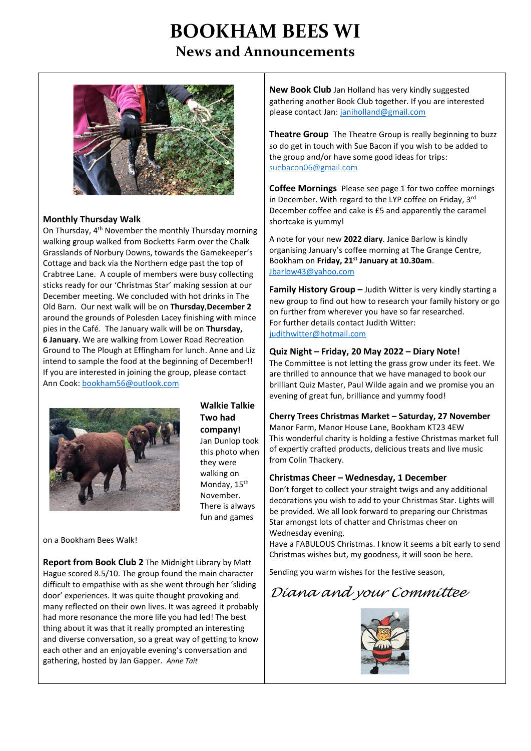# BOOKHAM BEES WI

## News and Announcements

**Monthly Thursday Walk**

On Thursday, 4th November the monthly Thursday morning walking group walked from Bocketts Farm over the Chalk Grasslands of Norbury Downs, towards the Gamekeeper's Cottage and back via the Northern edge past the top of Crabtree Lane. A couple of members were busy collecting sticks ready for our 'Christmas Star' making session at our December meeting. We concluded with hot drinks in The Old Barn. Our next walk will be on **Thursday**,**December 2** around the grounds of Polesden Lacey finishing with mince pies in the Café. The January walk will be on **Thursday, 6 January**. We are walking from Lower Road Recreation Ground to The Plough at Effingham for lunch. Anne and Liz intend to sample the food at the beginning of December!! If you are interested in joining the group, please contact Ann Cook: bookham56@outlook.com

**Walkie Talkie Two had company!**

Jan Dunlop took this photo when they were walking on Monday, 15th November. There is always fun and games on a Bookham Bees Walk!

**Report from Book Club 2** The Midnight Library by Matt Hague scored 8.5/10. The group found the main character difficult to empathise with as she went through her 'sliding door' experiences. It was quite thought provoking and many reflected on their own lives. It was agreed it probably had more resonance the more life you had led! The best thing about it was that it really prompted an interesting and diverse conversation, so a great way of getting to know each other and an enjoyable evening's conversation and gathering, hosted by Jan Gapper. *Anne Tait*

**New Book Club** Jan Holland has very kindly suggested gathering another Book Club together. If you are interested please contact Jan: janiholland@gmail.com

**Theatre Group** The Theatre Group is really beginning to buzz so do get in touch with Sue Bacon if you wish to be added to the group and/or have some good ideas for trips: suebacon06@gmail.com

**Coffee Mornings** Please see page 1 for two coffee mornings in December. With regard to the LYP coffee on Friday, 3rd December coffee and cake is £5 and apparently the caramel shortcake is yummy!

A note for your new **2022 diary**. Janice Barlow is kindly organising January's coffee morning at The Grange Centre, Bookham on **Friday, 21st January at 10.30am**. Jbarlow43@yahoo.com

**Family History Group –** Judith Witter is very kindly starting a new group to find out how to research your family history or go on further from wherever you have so far researched. For further details contact Judith Witter: judithwitter@hotmail.com

**Quiz Night – Friday, 20 May 2022 – Diary Note!**

The Committee is not letting the grass grow under its feet. We are thrilled to announce that we have managed to book our brilliant Quiz Master, Paul Wilde again and we promise you an evening of great fun, brilliance and yummy food!

**Cherry Trees Christmas Market – Saturday, 27 November**

Manor Farm, Manor House Lane, Bookham KT23 4EW

This wonderful charity is holding a festive Christmas market full of expertly crafted products, delicious treats and live music from Colin Thackery.

**Christmas Cheer – Wednesday, 1 December**

Don't forget to collect your straight twigs and any additional decorations you wish to add to your Christmas Star. Lights will be provided. We all look forward to preparing our Christmas Star amongst lots of chatter and Christmas cheer on Wednesday evening.

Have a FABULOUS Christmas. I know it seems a bit early to send Christmas wishes but, my goodness, it will soon be here.

Sending you warm wishes for the festive season,

*Diana and your Committee*